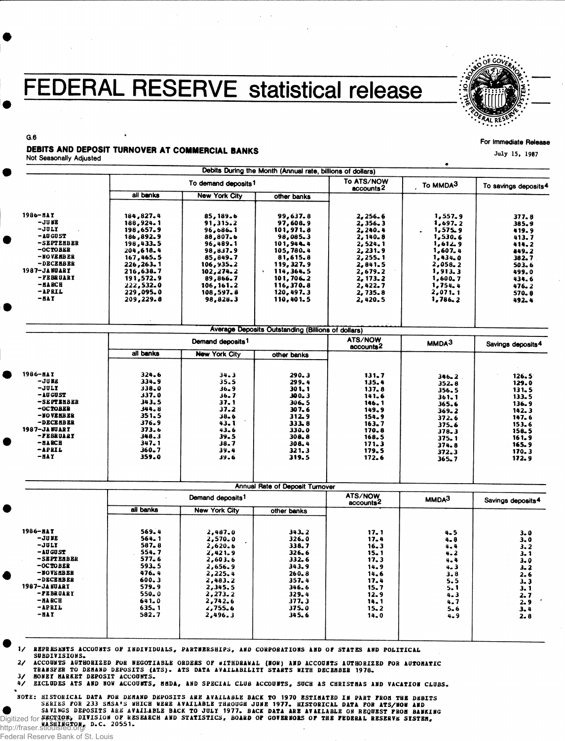# FEDERAL RESERVE statistical release

G.6

For Immediate Release
July 15, 1987

## DEBITS AND DEPOSIT TURNOVER AT COMMERCIAL BANKS

Not Seasonally Adjusted

### Debits During the Month (Annual rate, billions of dollars)

| | To demand deposits1 | | | To ATS/NOW accounts2 | To MMDA3 | To savings deposits4 |
|---|---|---|---|---|---|---|
| | all banks | New York City | other banks | | | |
| 1986-MAY | 184,827.4 | 85,189.6 | 99,637.8 | 2,256.6 | 1,557.9 | 377.8 |
| -JUNE | 188,924.1 | 91,315.2 | 97,608.9 | 2,356.3 | 1,697.2 | 385.9 |
| -JULY | 198,657.9 | 96,686.1 | 101,971.8 | 2,240.4 | 1,575.9 | 419.9 |
| -AUGUST | 186,892.9 | 88,807.6 | 98,085.3 | 2,140.8 | 1,530.6 | 413.7 |
| -SEPTEMBER | 198,433.5 | 96,489.1 | 101,944.4 | 2,524.1 | 1,612.9 | 414.2 |
| -OCTOBER | 204,618.4 | 98,837.9 | 105,780.4 | 2,231.9 | 1,607.4 | 449.2 |
| -NOVEMBER | 167,465.5 | 85,849.7 | 81,615.8 | 2,255.1 | 1,434.0 | 382.7 |
| -DECEMBER | 226,263.1 | 106,935.2 | 119,327.9 | 2,841.5 | 2,058.2 | 503.6 |
| 1987-JANUARY | 216,638.7 | 102,274.2 | 114,364.5 | 2,679.2 | 1,913.3 | 499.0 |
| -FEBRUARY | 191,572.9 | 89,866.7 | 101,706.2 | 2,173.2 | 1,600.7 | 434.6 |
| -MARCH | 222,532.0 | 106,161.2 | 116,370.8 | 2,422.7 | 1,754.4 | 476.2 |
| -APRIL | 229,095.0 | 108,597.8 | 120,497.3 | 2,735.8 | 2,071.1 | 570.8 |
| -MAY | 209,229.8 | 98,828.3 | 110,401.5 | 2,420.5 | 1,786.2 | 492.4 |

### Average Deposits Outstanding (Billions of dollars)

| | Demand deposits1 | | | ATS/NOW accounts2 | MMDA3 | Savings deposits4 |
|---|---|---|---|---|---|---|
| | all banks | New York City | other banks | | | |
| 1986-MAY | 324.6 | 34.3 | 290.3 | 131.7 | 346.2 | 126.5 |
| -JUNE | 334.9 | 35.5 | 299.4 | 135.4 | 352.8 | 129.0 |
| -JULY | 338.0 | 36.9 | 301.1 | 137.8 | 356.5 | 131.5 |
| -AUGUST | 337.0 | 36.7 | 300.3 | 141.6 | 361.1 | 133.5 |
| -SEPTEMBER | 343.5 | 37.1 | 306.5 | 146.1 | 365.6 | 136.9 |
| -OCTOBER | 344.8 | 37.2 | 307.6 | 149.9 | 369.2 | 142.3 |
| -NOVEMBER | 351.5 | 38.6 | 312.9 | 154.9 | 372.6 | 147.6 |
| -DECEMBER | 376.9 | 43.1 | 333.8 | 163.7 | 375.6 | 153.6 |
| 1987-JANUARY | 373.6 | 43.6 | 330.0 | 170.8 | 378.3 | 158.5 |
| -FEBRUARY | 348.3 | 39.5 | 308.8 | 168.5 | 375.1 | 161.9 |
| -MARCH | 347.1 | 38.7 | 308.4 | 171.3 | 374.8 | 165.9 |
| -APRIL | 360.7 | 39.4 | 321.3 | 179.5 | 372.3 | 170.3 |
| -MAY | 359.0 | 39.6 | 319.5 | 172.6 | 365.7 | 172.9 |

### Annual Rate of Deposit Turnover

| | Demand deposits1 | | | ATS/NOW accounts2 | MMDA3 | Savings deposits4 |
|---|---|---|---|---|---|---|
| | all banks | New York City | other banks | | | |
| 1986-MAY | 569.4 | 2,487.0 | 343.2 | 17.1 | 4.5 | 3.0 |
| -JUNE | 564.1 | 2,570.0 | 326.0 | 17.4 | 4.8 | 3.0 |
| -JULY | 587.8 | 2,620.6 | 338.7 | 16.3 | 4.4 | 3.2 |
| -AUGUST | 554.7 | 2,421.9 | 326.6 | 15.1 | 4.2 | 3.1 |
| -SEPTEMBER | 577.6 | 2,603.6 | 332.6 | 17.3 | 4.4 | 3.0 |
| -OCTOBER | 593.5 | 2,656.9 | 343.9 | 14.9 | 4.3 | 3.2 |
| -NOVEMBER | 476.4 | 2,225.4 | 260.8 | 14.6 | 3.8 | 2.6 |
| -DECEMBER | 600.3 | 2,483.2 | 357.4 | 17.4 | 5.5 | 3.3 |
| 1987-JANUARY | 579.9 | 2,345.5 | 346.6 | 15.7 | 5.1 | 3.1 |
| -FEBRUARY | 550.0 | 2,273.2 | 329.4 | 12.9 | 4.3 | 2.7 |
| -MARCH | 641.0 | 2,742.6 | 377.3 | 14.1 | 4.7 | 2.9 |
| -APRIL | 635.1 | 2,755.6 | 375.0 | 15.2 | 5.6 | 3.4 |
| -MAY | 582.7 | 2,496.3 | 345.6 | 14.0 | 4.9 | 2.8 |

1/ REPRESENTS ACCOUNTS OF INDIVIDUALS, PARTNERSHIPS, AND CORPORATIONS AND OF STATES AND POLITICAL SUBDIVISIONS.
2/ ACCOUNTS AUTHORIZED FOR NEGOTIABLE ORDERS OF WITHDRAWAL (NOW) AND ACCOUNTS AUTHORIZED FOR AUTOMATIC TRANSFER TO DEMAND DEPOSITS (ATS). ATS DATA AVAILABILITY STARTS WITH DECEMBER 1978.
3/ MONEY MARKET DEPOSIT ACCOUNTS.
4/ EXCLUDES ATS AND NOW ACCOUNTS, MMDA, AND SPECIAL CLUB ACCOUNTS, SUCH AS CHRISTMAS AND VACATION CLUBS.

NOTE: HISTORICAL DATA FOR DEMAND DEPOSITS ARE AVAILABLE BACK TO 1970 ESTIMATED IN PART FROM THE DEBITS SERIES FOR 233 SMSA'S WHICH WERE AVAILABLE THROUGH JUNE 1977. HISTORICAL DATA FOR ATS/NOW AND SAVINGS DEPOSITS ARE AVAILABLE BACK TO JULY 1977. BACK DATA ARE AVAILABLE ON REQUEST FROM BANKING SECTION, DIVISION OF RESEARCH AND STATISTICS, BOARD OF GOVERNORS OF THE FEDERAL RESERVE SYSTEM, WASHINGTON, D.C. 20551.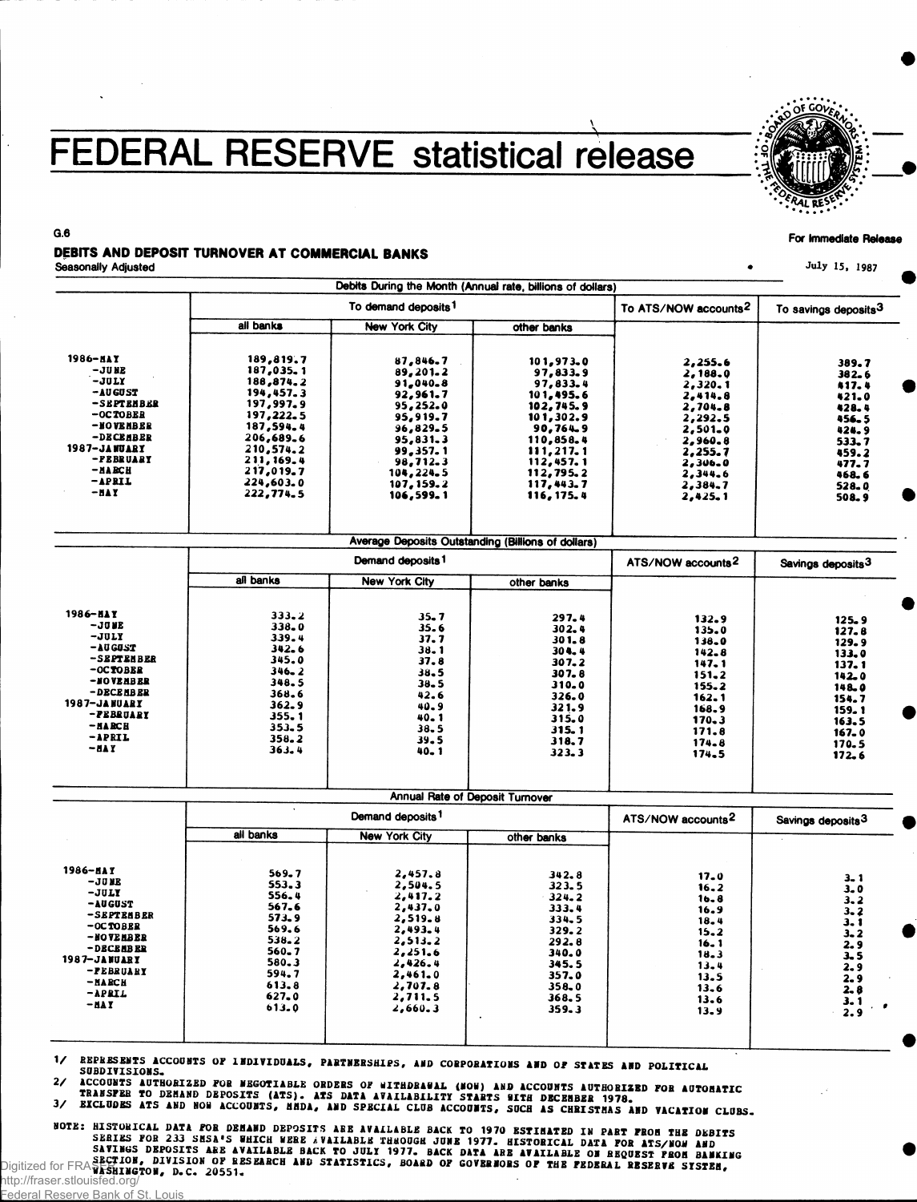# FEDERAL RESERVE statistical release

G.6

For Immediate Release

July 15, 1987

## DEBITS AND DEPOSIT TURNOVER AT COMMERCIAL BANKS

Seasonally Adjusted

| | Debits During the Month (Annual rate, billions of dollars) | | | | |
|---|---|---|---|---|---|
| | To demand deposits[1] | | | To ATS/NOW accounts[2] | To savings deposits[3] |
| | all banks | New York City | other banks | | |
| 1986-MAY | 189,819.7 | 87,846.7 | 101,973.0 | 2,255.6 | 389.7 |
| -JUNE | 187,035.1 | 89,201.2 | 97,833.9 | 2,188.0 | 382.6 |
| -JULY | 188,874.2 | 91,040.8 | 97,833.4 | 2,320.1 | 417.4 |
| -AUGUST | 194,457.3 | 92,961.7 | 101,495.6 | 2,414.8 | 421.0 |
| -SEPTEMBER | 197,997.9 | 95,252.0 | 102,745.9 | 2,704.8 | 428.4 |
| -OCTOBER | 197,222.5 | 95,919.7 | 101,302.9 | 2,292.5 | 456.5 |
| -NOVEMBER | 187,594.4 | 96,829.5 | 90,764.9 | 2,501.0 | 424.9 |
| -DECEMBER | 206,689.6 | 95,831.3 | 110,858.4 | 2,960.8 | 533.7 |
| 1987-JANUARY | 210,574.2 | 99,357.1 | 111,217.1 | 2,255.7 | 459.2 |
| -FEBRUARY | 211,169.4 | 98,712.3 | 112,457.1 | 2,306.0 | 477.7 |
| -MARCH | 217,019.7 | 104,224.5 | 112,795.2 | 2,344.6 | 468.6 |
| -APRIL | 224,603.0 | 107,159.2 | 117,443.7 | 2,384.7 | 528.0 |
| -MAY | 222,774.5 | 106,599.1 | 116,175.4 | 2,425.1 | 508.9 |

| | Average Deposits Outstanding (Billions of dollars) | | | | |
|---|---|---|---|---|---|
| | Demand deposits[1] | | | ATS/NOW accounts[2] | Savings deposits[3] |
| | all banks | New York City | other banks | | |
| 1986-MAY | 333.2 | 35.7 | 297.4 | 132.9 | 125.9 |
| -JUNE | 338.0 | 35.6 | 302.4 | 135.0 | 127.8 |
| -JULY | 339.4 | 37.7 | 301.8 | 138.0 | 129.9 |
| -AUGUST | 342.6 | 38.1 | 304.4 | 142.8 | 133.0 |
| -SEPTEMBER | 345.0 | 37.8 | 307.2 | 147.1 | 137.1 |
| -OCTOBER | 346.2 | 38.5 | 307.8 | 151.2 | 142.0 |
| -NOVEMBER | 348.5 | 38.5 | 310.0 | 155.2 | 148.0 |
| -DECEMBER | 368.6 | 42.6 | 326.0 | 162.1 | 154.7 |
| 1987-JANUARY | 362.9 | 40.9 | 321.9 | 168.9 | 159.1 |
| -FEBRUARY | 355.1 | 40.1 | 315.0 | 170.3 | 163.5 |
| -MARCH | 353.5 | 38.5 | 315.1 | 171.8 | 167.0 |
| -APRIL | 358.2 | 39.5 | 318.7 | 174.8 | 170.5 |
| -MAY | 363.4 | 40.1 | 323.3 | 174.5 | 172.6 |

| | Annual Rate of Deposit Turnover | | | | |
|---|---|---|---|---|---|
| | Demand deposits[1] | | | ATS/NOW accounts[2] | Savings deposits[3] |
| | all banks | New York City | other banks | | |
| 1986-MAY | 569.7 | 2,457.8 | 342.8 | 17.0 | 3.1 |
| -JUNE | 553.3 | 2,504.5 | 323.5 | 16.2 | 3.0 |
| -JULY | 556.4 | 2,417.2 | 324.2 | 16.8 | 3.2 |
| -AUGUST | 567.6 | 2,437.0 | 333.4 | 16.9 | 3.2 |
| -SEPTEMBER | 573.9 | 2,519.8 | 334.5 | 18.4 | 3.1 |
| -OCTOBER | 569.6 | 2,493.4 | 329.2 | 15.2 | 3.2 |
| -NOVEMBER | 538.2 | 2,513.2 | 292.8 | 16.1 | 2.9 |
| -DECEMBER | 560.7 | 2,251.6 | 340.0 | 18.3 | 3.5 |
| 1987-JANUARY | 580.3 | 2,426.4 | 345.5 | 13.4 | 2.9 |
| -FEBRUARY | 594.7 | 2,461.0 | 357.0 | 13.5 | 2.9 |
| -MARCH | 613.8 | 2,707.8 | 358.0 | 13.6 | 2.8 |
| -APRIL | 627.0 | 2,711.5 | 368.5 | 13.6 | 3.1 |
| -MAY | 613.0 | 2,660.3 | 359.3 | 13.9 | 2.9 |

1/ REPRESENTS ACCOUNTS OF INDIVIDUALS, PARTNERSHIPS, AND CORPORATIONS AND OF STATES AND POLITICAL SUBDIVISIONS.

2/ ACCOUNTS AUTHORIZED FOR NEGOTIABLE ORDERS OF WITHDRAWAL (NOW) AND ACCOUNTS AUTHORIZED FOR AUTOMATIC TRANSFER TO DEMAND DEPOSITS (ATS). ATS DATA AVAILABILITY STARTS WITH DECEMBER 1978.

3/ EXCLUDES ATS AND NOW ACCOUNTS, MMDA, AND SPECIAL CLUB ACCOUNTS, SUCH AS CHRISTMAS AND VACATION CLUBS.

NOTE: HISTORICAL DATA FOR DEMAND DEPOSITS ARE AVAILABLE BACK TO 1970 ESTIMATED IN PART FROM THE DEBITS SERIES FOR 233 SMSA'S WHICH WERE AVAILABLE THROUGH JUNE 1977. HISTORICAL DATA FOR ATS/NOW AND SAVINGS DEPOSITS ARE AVAILABLE BACK TO JULY 1977. BACK DATA ARE AVAILABLE ON REQUEST FROM BANKING SECTION, DIVISION OF RESEARCH AND STATISTICS, BOARD OF GOVERNORS OF THE FEDERAL RESERVE SYSTEM, WASHINGTON, D.C. 20551.